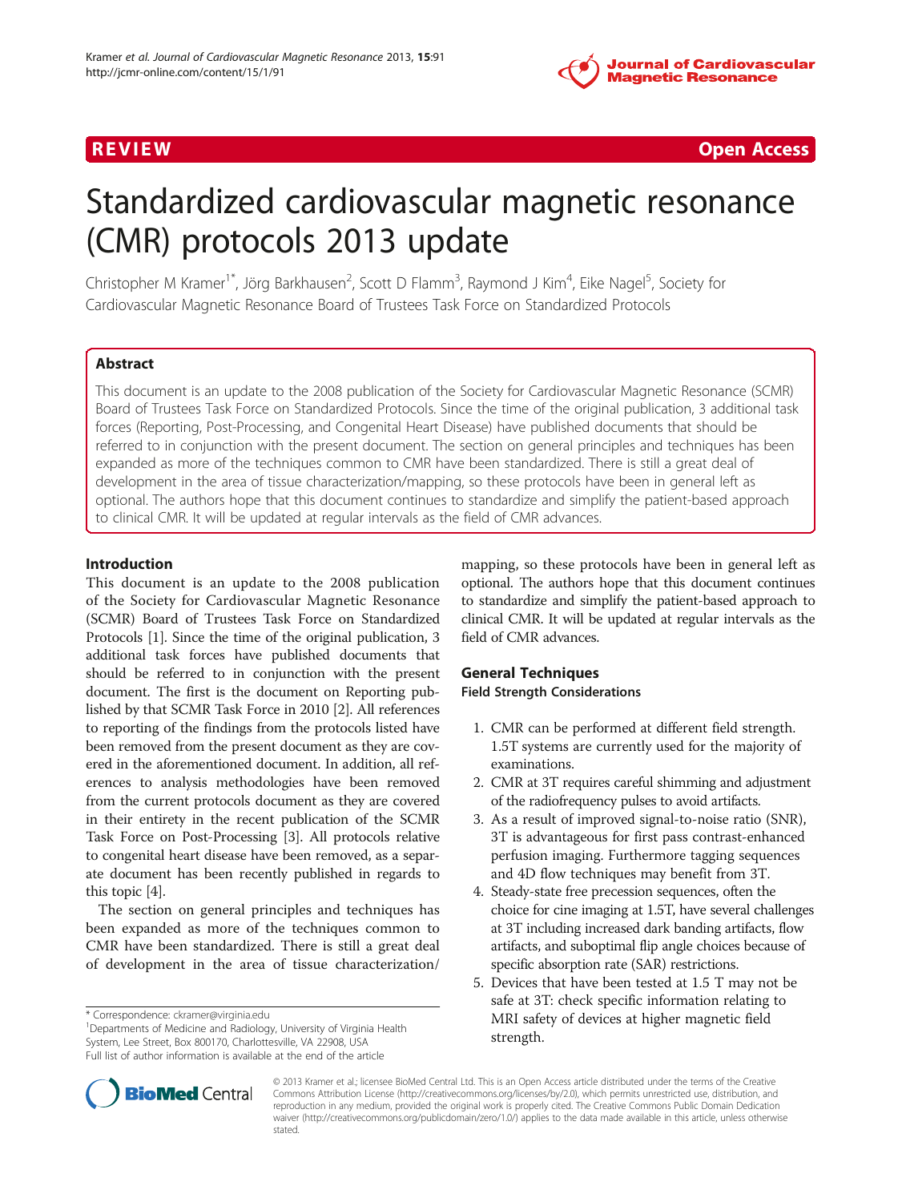REVIEW Open Access

# Standardized cardiovascular magnetic resonance (CMR) protocols 2013 update

Christopher M Kramer[1*], Jörg Barkhausen[2], Scott D Flamm[3], Raymond J Kim[4], Eike Nagel[5], Society for Cardiovascular Magnetic Resonance Board of Trustees Task Force on Standardized Protocols

## Abstract

This document is an update to the 2008 publication of the Society for Cardiovascular Magnetic Resonance (SCMR) Board of Trustees Task Force on Standardized Protocols. Since the time of the original publication, 3 additional task forces (Reporting, Post-Processing, and Congenital Heart Disease) have published documents that should be referred to in conjunction with the present document. The section on general principles and techniques has been expanded as more of the techniques common to CMR have been standardized. There is still a great deal of development in the area of tissue characterization/mapping, so these protocols have been in general left as optional. The authors hope that this document continues to standardize and simplify the patient-based approach to clinical CMR. It will be updated at regular intervals as the field of CMR advances.

## Introduction

This document is an update to the 2008 publication of the Society for Cardiovascular Magnetic Resonance (SCMR) Board of Trustees Task Force on Standardized Protocols [1]. Since the time of the original publication, 3 additional task forces have published documents that should be referred to in conjunction with the present document. The first is the document on Reporting published by that SCMR Task Force in 2010 [2]. All references to reporting of the findings from the protocols listed have been removed from the present document as they are covered in the aforementioned document. In addition, all references to analysis methodologies have been removed from the current protocols document as they are covered in their entirety in the recent publication of the SCMR Task Force on Post-Processing [3]. All protocols relative to congenital heart disease have been removed, as a separate document has been recently published in regards to this topic [4].

The section on general principles and techniques has been expanded as more of the techniques common to CMR have been standardized. There is still a great deal of development in the area of tissue characterization/mapping, so these protocols have been in general left as optional. The authors hope that this document continues to standardize and simplify the patient-based approach to clinical CMR. It will be updated at regular intervals as the field of CMR advances.

## General Techniques

### Field Strength Considerations

1. CMR can be performed at different field strength. 1.5T systems are currently used for the majority of examinations.
2. CMR at 3T requires careful shimming and adjustment of the radiofrequency pulses to avoid artifacts.
3. As a result of improved signal-to-noise ratio (SNR), 3T is advantageous for first pass contrast-enhanced perfusion imaging. Furthermore tagging sequences and 4D flow techniques may benefit from 3T.
4. Steady-state free precession sequences, often the choice for cine imaging at 1.5T, have several challenges at 3T including increased dark banding artifacts, flow artifacts, and suboptimal flip angle choices because of specific absorption rate (SAR) restrictions.
5. Devices that have been tested at 1.5 T may not be safe at 3T: check specific information relating to MRI safety of devices at higher magnetic field strength.

\* Correspondence: ckramer@virginia.edu
[1]Departments of Medicine and Radiology, University of Virginia Health System, Lee Street, Box 800170, Charlottesville, VA 22908, USA
Full list of author information is available at the end of the article

© 2013 Kramer et al.; licensee BioMed Central Ltd. This is an Open Access article distributed under the terms of the Creative Commons Attribution License (http://creativecommons.org/licenses/by/2.0), which permits unrestricted use, distribution, and reproduction in any medium, provided the original work is properly cited. The Creative Commons Public Domain Dedication waiver (http://creativecommons.org/publicdomain/zero/1.0/) applies to the data made available in this article, unless otherwise stated.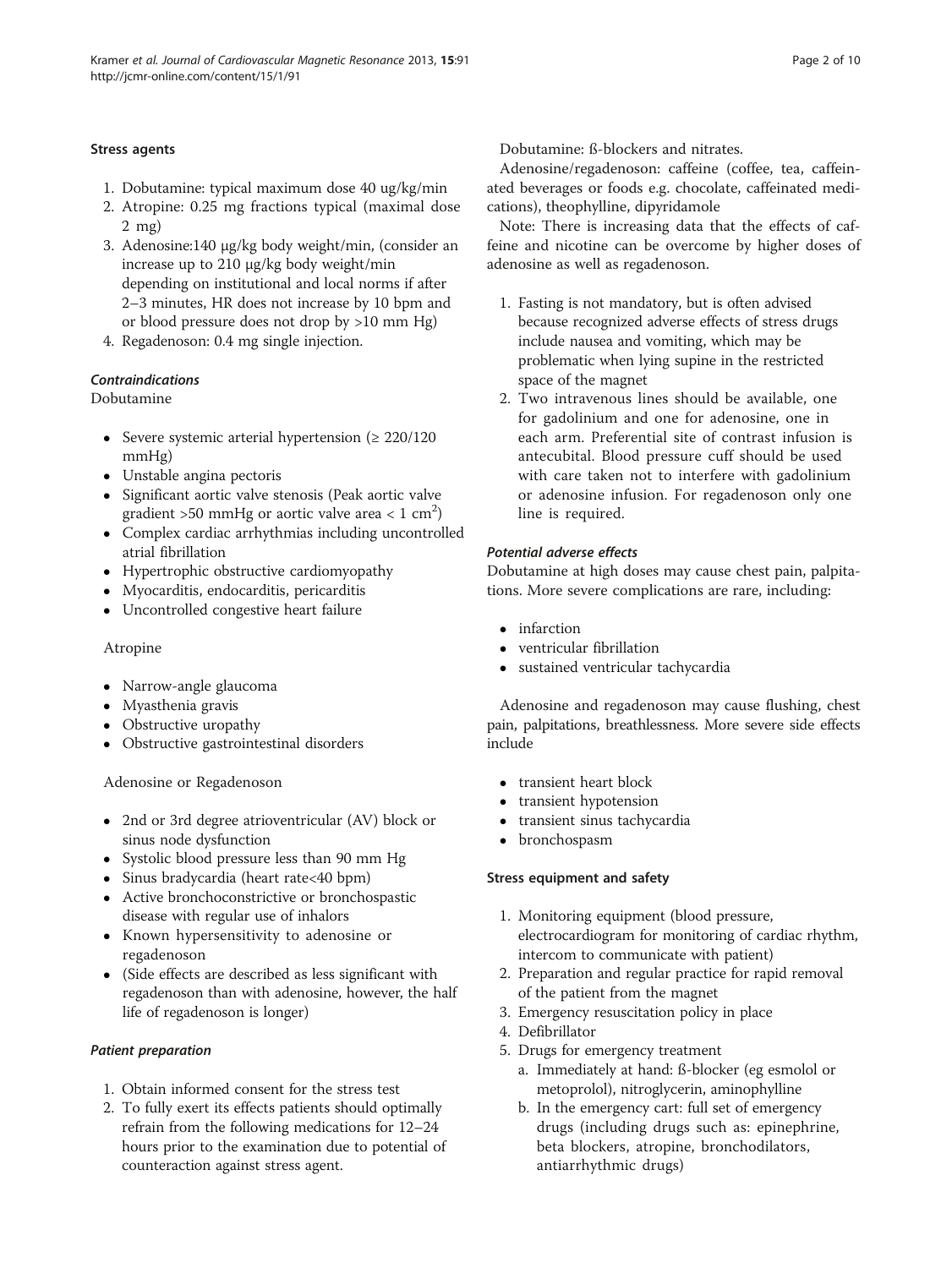#### Stress agents

1. Dobutamine: typical maximum dose 40 ug/kg/min
2. Atropine: 0.25 mg fractions typical (maximal dose 2 mg)
3. Adenosine:140 μg/kg body weight/min, (consider an increase up to 210 μg/kg body weight/min depending on institutional and local norms if after 2–3 minutes, HR does not increase by 10 bpm and or blood pressure does not drop by >10 mm Hg)
4. Regadenoson: 0.4 mg single injection.

##### *Contraindications*

Dobutamine

- Severe systemic arterial hypertension (≥ 220/120 mmHg)
- Unstable angina pectoris
- Significant aortic valve stenosis (Peak aortic valve gradient >50 mmHg or aortic valve area < 1 $cm^2$)
- Complex cardiac arrhythmias including uncontrolled atrial fibrillation
- Hypertrophic obstructive cardiomyopathy
- Myocarditis, endocarditis, pericarditis
- Uncontrolled congestive heart failure

Atropine

- Narrow-angle glaucoma
- Myasthenia gravis
- Obstructive uropathy
- Obstructive gastrointestinal disorders

Adenosine or Regadenoson

- 2nd or 3rd degree atrioventricular (AV) block or sinus node dysfunction
- Systolic blood pressure less than 90 mm Hg
- Sinus bradycardia (heart rate<40 bpm)
- Active bronchoconstrictive or bronchospastic disease with regular use of inhalors
- Known hypersensitivity to adenosine or regadenoson
- (Side effects are described as less significant with regadenoson than with adenosine, however, the half life of regadenoson is longer)

##### *Patient preparation*

1. Obtain informed consent for the stress test
2. To fully exert its effects patients should optimally refrain from the following medications for 12–24 hours prior to the examination due to potential of counteraction against stress agent.

Dobutamine: ß-blockers and nitrates.

Adenosine/regadenoson: caffeine (coffee, tea, caffeinated beverages or foods e.g. chocolate, caffeinated medications), theophylline, dipyridamole

Note: There is increasing data that the effects of caffeine and nicotine can be overcome by higher doses of adenosine as well as regadenoson.

1. Fasting is not mandatory, but is often advised because recognized adverse effects of stress drugs include nausea and vomiting, which may be problematic when lying supine in the restricted space of the magnet
2. Two intravenous lines should be available, one for gadolinium and one for adenosine, one in each arm. Preferential site of contrast infusion is antecubital. Blood pressure cuff should be used with care taken not to interfere with gadolinium or adenosine infusion. For regadenoson only one line is required.

##### *Potential adverse effects*

Dobutamine at high doses may cause chest pain, palpitations. More severe complications are rare, including:

- infarction
- ventricular fibrillation
- sustained ventricular tachycardia

Adenosine and regadenoson may cause flushing, chest pain, palpitations, breathlessness. More severe side effects include

- transient heart block
- transient hypotension
- transient sinus tachycardia
- bronchospasm

#### Stress equipment and safety

1. Monitoring equipment (blood pressure, electrocardiogram for monitoring of cardiac rhythm, intercom to communicate with patient)
2. Preparation and regular practice for rapid removal of the patient from the magnet
3. Emergency resuscitation policy in place
4. Defibrillator
5. Drugs for emergency treatment
   a. Immediately at hand: ß-blocker (eg esmolol or metoprolol), nitroglycerin, aminophylline
   b. In the emergency cart: full set of emergency drugs (including drugs such as: epinephrine, beta blockers, atropine, bronchodilators, antiarrhythmic drugs)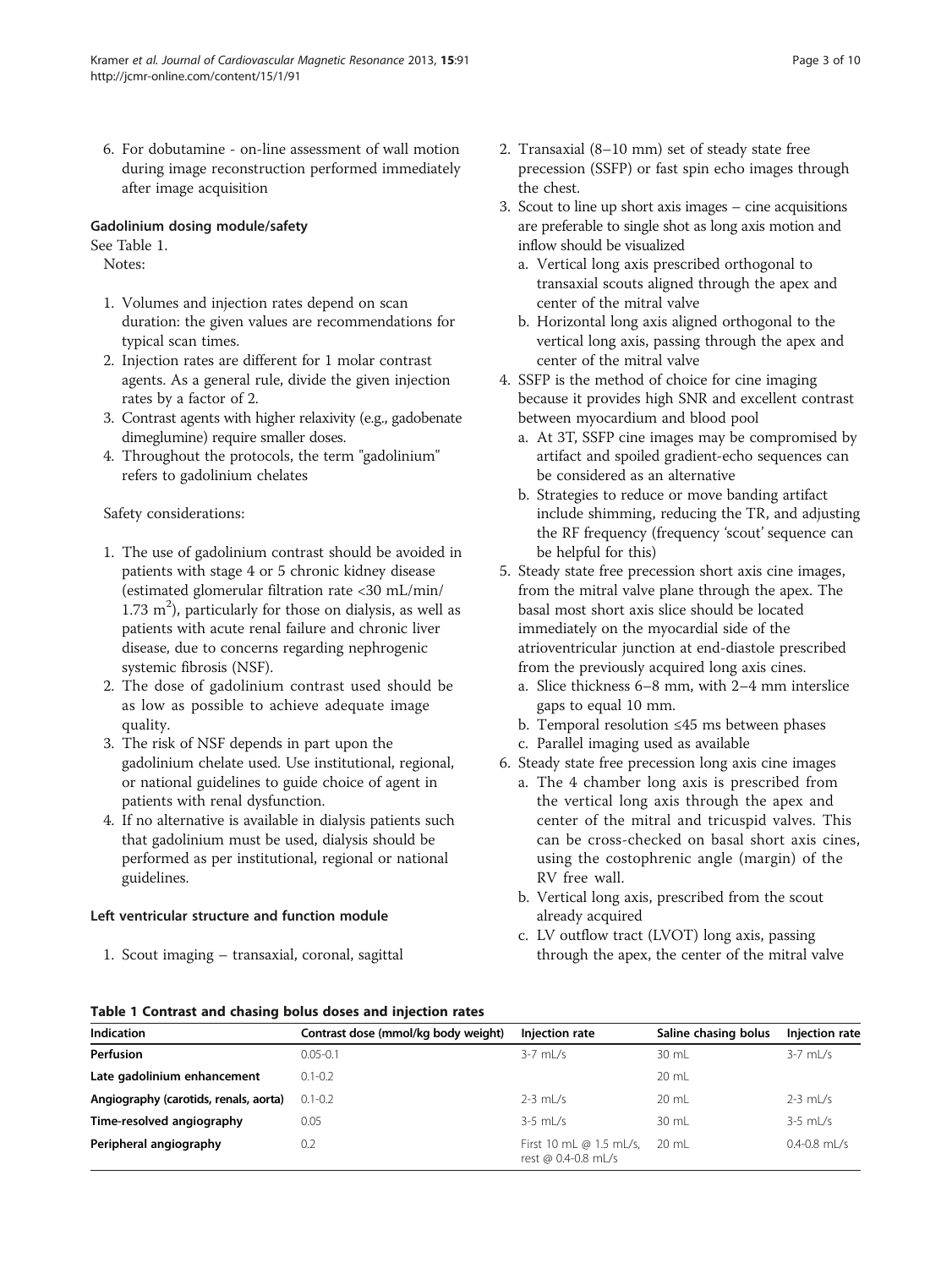6. For dobutamine - on-line assessment of wall motion during image reconstruction performed immediately after image acquisition

### Gadolinium dosing module/safety

See Table 1.

Notes:

1. Volumes and injection rates depend on scan duration: the given values are recommendations for typical scan times.
2. Injection rates are different for 1 molar contrast agents. As a general rule, divide the given injection rates by a factor of 2.
3. Contrast agents with higher relaxivity (e.g., gadobenate dimeglumine) require smaller doses.
4. Throughout the protocols, the term "gadolinium" refers to gadolinium chelates

Safety considerations:

1. The use of gadolinium contrast should be avoided in patients with stage 4 or 5 chronic kidney disease (estimated glomerular filtration rate <30 mL/min/ 1.73 $m^2$), particularly for those on dialysis, as well as patients with acute renal failure and chronic liver disease, due to concerns regarding nephrogenic systemic fibrosis (NSF).
2. The dose of gadolinium contrast used should be as low as possible to achieve adequate image quality.
3. The risk of NSF depends in part upon the gadolinium chelate used. Use institutional, regional, or national guidelines to guide choice of agent in patients with renal dysfunction.
4. If no alternative is available in dialysis patients such that gadolinium must be used, dialysis should be performed as per institutional, regional or national guidelines.

### Left ventricular structure and function module

1. Scout imaging – transaxial, coronal, sagittal
2. Transaxial (8–10 mm) set of steady state free precession (SSFP) or fast spin echo images through the chest.
3. Scout to line up short axis images – cine acquisitions are preferable to single shot as long axis motion and inflow should be visualized
   a. Vertical long axis prescribed orthogonal to transaxial scouts aligned through the apex and center of the mitral valve
   b. Horizontal long axis aligned orthogonal to the vertical long axis, passing through the apex and center of the mitral valve
4. SSFP is the method of choice for cine imaging because it provides high SNR and excellent contrast between myocardium and blood pool
   a. At 3T, SSFP cine images may be compromised by artifact and spoiled gradient-echo sequences can be considered as an alternative
   b. Strategies to reduce or move banding artifact include shimming, reducing the TR, and adjusting the RF frequency (frequency 'scout' sequence can be helpful for this)
5. Steady state free precession short axis cine images, from the mitral valve plane through the apex. The basal most short axis slice should be located immediately on the myocardial side of the atrioventricular junction at end-diastole prescribed from the previously acquired long axis cines.
   a. Slice thickness 6–8 mm, with 2–4 mm interslice gaps to equal 10 mm.
   b. Temporal resolution ≤45 ms between phases
   c. Parallel imaging used as available
6. Steady state free precession long axis cine images
   a. The 4 chamber long axis is prescribed from the vertical long axis through the apex and center of the mitral and tricuspid valves. This can be cross-checked on basal short axis cines, using the costophrenic angle (margin) of the RV free wall.
   b. Vertical long axis, prescribed from the scout already acquired
   c. LV outflow tract (LVOT) long axis, passing through the apex, the center of the mitral valve

**Table 1 Contrast and chasing bolus doses and injection rates**

| Indication | Contrast dose (mmol/kg body weight) | Injection rate | Saline chasing bolus | Injection rate |
|---|---|---|---|---|
| **Perfusion** | 0.05-0.1 | 3-7 mL/s | 30 mL | 3-7 mL/s |
| **Late gadolinium enhancement** | 0.1-0.2 | | 20 mL | |
| **Angiography (carotids, renals, aorta)** | 0.1-0.2 | 2-3 mL/s | 20 mL | 2-3 mL/s |
| **Time-resolved angiography** | 0.05 | 3-5 mL/s | 30 mL | 3-5 mL/s |
| **Peripheral angiography** | 0.2 | First 10 mL @ 1.5 mL/s, rest @ 0.4-0.8 mL/s | 20 mL | 0.4-0.8 mL/s |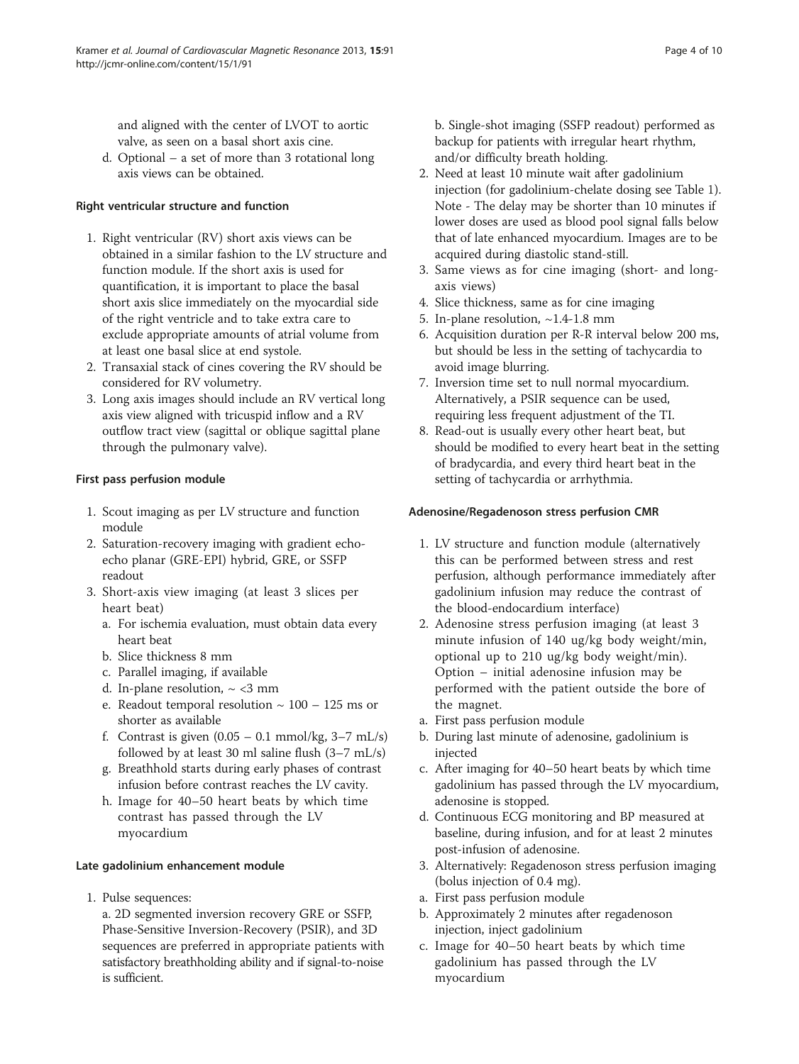and aligned with the center of LVOT to aortic valve, as seen on a basal short axis cine.

d. Optional – a set of more than 3 rotational long axis views can be obtained.

### Right ventricular structure and function

1. Right ventricular (RV) short axis views can be obtained in a similar fashion to the LV structure and function module. If the short axis is used for quantification, it is important to place the basal short axis slice immediately on the myocardial side of the right ventricle and to take extra care to exclude appropriate amounts of atrial volume from at least one basal slice at end systole.
2. Transaxial stack of cines covering the RV should be considered for RV volumetry.
3. Long axis images should include an RV vertical long axis view aligned with tricuspid inflow and a RV outflow tract view (sagittal or oblique sagittal plane through the pulmonary valve).

### First pass perfusion module

1. Scout imaging as per LV structure and function module
2. Saturation-recovery imaging with gradient echo-echo planar (GRE-EPI) hybrid, GRE, or SSFP readout
3. Short-axis view imaging (at least 3 slices per heart beat)
   a. For ischemia evaluation, must obtain data every heart beat
   b. Slice thickness 8 mm
   c. Parallel imaging, if available
   d. In-plane resolution, ~ <3 mm
   e. Readout temporal resolution ~ 100 – 125 ms or shorter as available
   f. Contrast is given (0.05 – 0.1 mmol/kg, 3–7 mL/s) followed by at least 30 ml saline flush (3–7 mL/s)
   g. Breathhold starts during early phases of contrast infusion before contrast reaches the LV cavity.
   h. Image for 40–50 heart beats by which time contrast has passed through the LV myocardium

### Late gadolinium enhancement module

1. Pulse sequences:
   a. 2D segmented inversion recovery GRE or SSFP, Phase-Sensitive Inversion-Recovery (PSIR), and 3D sequences are preferred in appropriate patients with satisfactory breathholding ability and if signal-to-noise is sufficient.
   b. Single-shot imaging (SSFP readout) performed as backup for patients with irregular heart rhythm, and/or difficulty breath holding.
2. Need at least 10 minute wait after gadolinium injection (for gadolinium-chelate dosing see Table 1). Note - The delay may be shorter than 10 minutes if lower doses are used as blood pool signal falls below that of late enhanced myocardium. Images are to be acquired during diastolic stand-still.
3. Same views as for cine imaging (short- and long-axis views)
4. Slice thickness, same as for cine imaging
5. In-plane resolution, ~1.4-1.8 mm
6. Acquisition duration per R-R interval below 200 ms, but should be less in the setting of tachycardia to avoid image blurring.
7. Inversion time set to null normal myocardium. Alternatively, a PSIR sequence can be used, requiring less frequent adjustment of the TI.
8. Read-out is usually every other heart beat, but should be modified to every heart beat in the setting of bradycardia, and every third heart beat in the setting of tachycardia or arrhythmia.

### Adenosine/Regadenoson stress perfusion CMR

1. LV structure and function module (alternatively this can be performed between stress and rest perfusion, although performance immediately after gadolinium infusion may reduce the contrast of the blood-endocardium interface)
2. Adenosine stress perfusion imaging (at least 3 minute infusion of 140 ug/kg body weight/min, optional up to 210 ug/kg body weight/min). Option – initial adenosine infusion may be performed with the patient outside the bore of the magnet.
   a. First pass perfusion module
   b. During last minute of adenosine, gadolinium is injected
   c. After imaging for 40–50 heart beats by which time gadolinium has passed through the LV myocardium, adenosine is stopped.
   d. Continuous ECG monitoring and BP measured at baseline, during infusion, and for at least 2 minutes post-infusion of adenosine.
3. Alternatively: Regadenoson stress perfusion imaging (bolus injection of 0.4 mg).
   a. First pass perfusion module
   b. Approximately 2 minutes after regadenoson injection, inject gadolinium
   c. Image for 40–50 heart beats by which time gadolinium has passed through the LV myocardium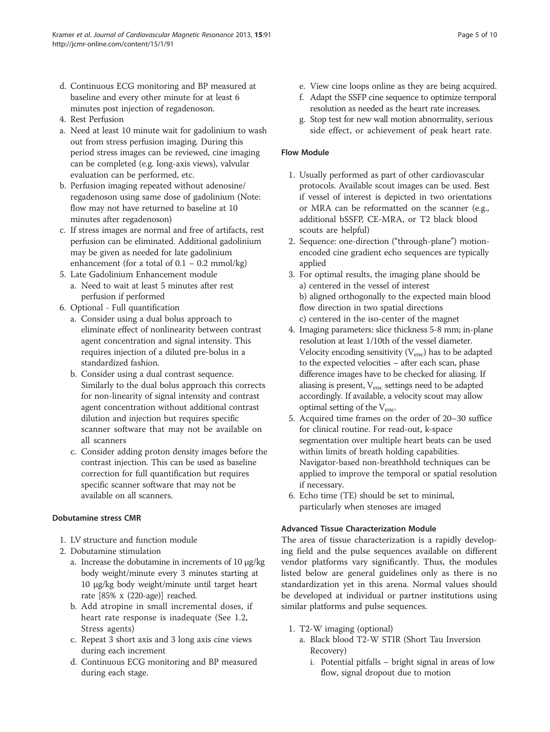d. Continuous ECG monitoring and BP measured at baseline and every other minute for at least 6 minutes post injection of regadenoson.

4. Rest Perfusion

a. Need at least 10 minute wait for gadolinium to wash out from stress perfusion imaging. During this period stress images can be reviewed, cine imaging can be completed (e.g. long-axis views), valvular evaluation can be performed, etc.

b. Perfusion imaging repeated without adenosine/regadenoson using same dose of gadolinium (Note: flow may not have returned to baseline at 10 minutes after regadenoson)

c. If stress images are normal and free of artifacts, rest perfusion can be eliminated. Additional gadolinium may be given as needed for late gadolinium enhancement (for a total of 0.1 – 0.2 mmol/kg)

5. Late Gadolinium Enhancement module
   a. Need to wait at least 5 minutes after rest perfusion if performed
6. Optional - Full quantification
   a. Consider using a dual bolus approach to eliminate effect of nonlinearity between contrast agent concentration and signal intensity. This requires injection of a diluted pre-bolus in a standardized fashion.
   b. Consider using a dual contrast sequence. Similarly to the dual bolus approach this corrects for non-linearity of signal intensity and contrast agent concentration without additional contrast dilution and injection but requires specific scanner software that may not be available on all scanners
   c. Consider adding proton density images before the contrast injection. This can be used as baseline correction for full quantification but requires specific scanner software that may not be available on all scanners.

### Dobutamine stress CMR

1. LV structure and function module
2. Dobutamine stimulation
   a. Increase the dobutamine in increments of 10 μg/kg body weight/minute every 3 minutes starting at 10 μg/kg body weight/minute until target heart rate [85% x (220-age)] reached.
   b. Add atropine in small incremental doses, if heart rate response is inadequate (See 1.2, Stress agents)
   c. Repeat 3 short axis and 3 long axis cine views during each increment
   d. Continuous ECG monitoring and BP measured during each stage.
   e. View cine loops online as they are being acquired.
   f. Adapt the SSFP cine sequence to optimize temporal resolution as needed as the heart rate increases.
   g. Stop test for new wall motion abnormality, serious side effect, or achievement of peak heart rate.

### Flow Module

1. Usually performed as part of other cardiovascular protocols. Available scout images can be used. Best if vessel of interest is depicted in two orientations or MRA can be reformatted on the scanner (e.g., additional bSSFP, CE-MRA, or T2 black blood scouts are helpful)
2. Sequence: one-direction ("through-plane") motion-encoded cine gradient echo sequences are typically applied
3. For optimal results, the imaging plane should be
   a) centered in the vessel of interest
   b) aligned orthogonally to the expected main blood flow direction in two spatial directions
   c) centered in the iso-center of the magnet
4. Imaging parameters: slice thickness 5-8 mm; in-plane resolution at least 1/10th of the vessel diameter. Velocity encoding sensitivity ($V_{enc}$) has to be adapted to the expected velocities – after each scan, phase difference images have to be checked for aliasing. If aliasing is present, $V_{enc}$ settings need to be adapted accordingly. If available, a velocity scout may allow optimal setting of the $V_{enc}$.
5. Acquired time frames on the order of 20–30 suffice for clinical routine. For read-out, k-space segmentation over multiple heart beats can be used within limits of breath holding capabilities. Navigator-based non-breathhold techniques can be applied to improve the temporal or spatial resolution if necessary.
6. Echo time (TE) should be set to minimal, particularly when stenoses are imaged

### Advanced Tissue Characterization Module

The area of tissue characterization is a rapidly developing field and the pulse sequences available on different vendor platforms vary significantly. Thus, the modules listed below are general guidelines only as there is no standardization yet in this arena. Normal values should be developed at individual or partner institutions using similar platforms and pulse sequences.

1. T2-W imaging (optional)
   a. Black blood T2-W STIR (Short Tau Inversion Recovery)
      i. Potential pitfalls – bright signal in areas of low flow, signal dropout due to motion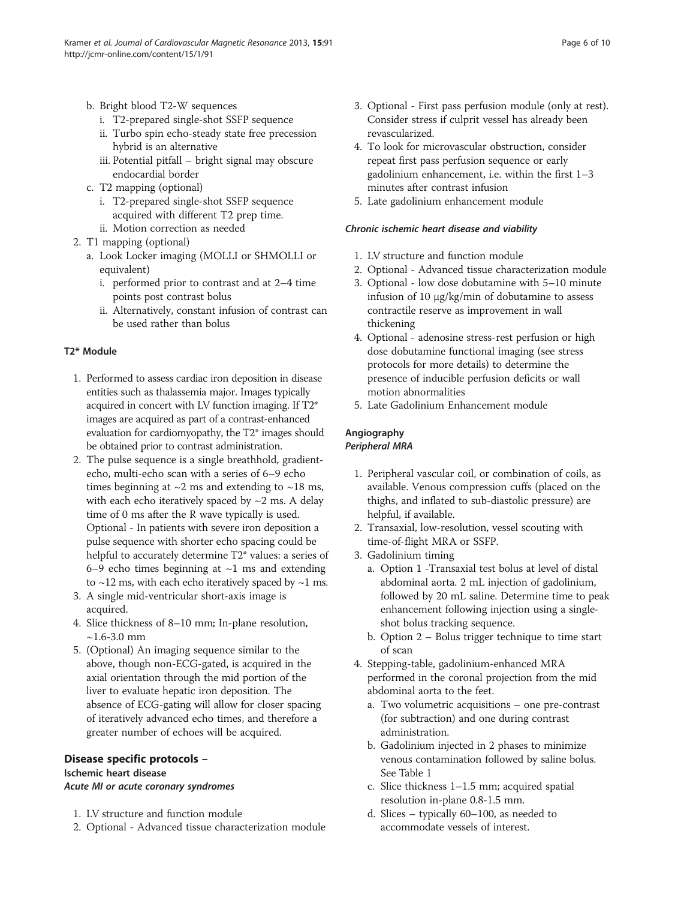b. Bright blood T2-W sequences
   i. T2-prepared single-shot SSFP sequence
   ii. Turbo spin echo-steady state free precession hybrid is an alternative
   iii. Potential pitfall – bright signal may obscure endocardial border
c. T2 mapping (optional)
   i. T2-prepared single-shot SSFP sequence acquired with different T2 prep time.
   ii. Motion correction as needed

2. T1 mapping (optional)
   a. Look Locker imaging (MOLLI or SHMOLLI or equivalent)
      i. performed prior to contrast and at 2–4 time points post contrast bolus
      ii. Alternatively, constant infusion of contrast can be used rather than bolus

#### T2* Module

1. Performed to assess cardiac iron deposition in disease entities such as thalassemia major. Images typically acquired in concert with LV function imaging. If T2* images are acquired as part of a contrast-enhanced evaluation for cardiomyopathy, the T2* images should be obtained prior to contrast administration.
2. The pulse sequence is a single breathhold, gradient-echo, multi-echo scan with a series of 6–9 echo times beginning at ~2 ms and extending to ~18 ms, with each echo iteratively spaced by ~2 ms. A delay time of 0 ms after the R wave typically is used. Optional - In patients with severe iron deposition a pulse sequence with shorter echo spacing could be helpful to accurately determine T2* values: a series of 6–9 echo times beginning at ~1 ms and extending to ~12 ms, with each echo iteratively spaced by ~1 ms.
3. A single mid-ventricular short-axis image is acquired.
4. Slice thickness of 8–10 mm; In-plane resolution, ~1.6-3.0 mm
5. (Optional) An imaging sequence similar to the above, though non-ECG-gated, is acquired in the axial orientation through the mid portion of the liver to evaluate hepatic iron deposition. The absence of ECG-gating will allow for closer spacing of iteratively advanced echo times, and therefore a greater number of echoes will be acquired.

### Disease specific protocols –

#### Ischemic heart disease

##### *Acute MI or acute coronary syndromes*

1. LV structure and function module
2. Optional - Advanced tissue characterization module
3. Optional - First pass perfusion module (only at rest). Consider stress if culprit vessel has already been revascularized.
4. To look for microvascular obstruction, consider repeat first pass perfusion sequence or early gadolinium enhancement, i.e. within the first 1–3 minutes after contrast infusion
5. Late gadolinium enhancement module

##### *Chronic ischemic heart disease and viability*

1. LV structure and function module
2. Optional - Advanced tissue characterization module
3. Optional - low dose dobutamine with 5–10 minute infusion of 10 μg/kg/min of dobutamine to assess contractile reserve as improvement in wall thickening
4. Optional - adenosine stress-rest perfusion or high dose dobutamine functional imaging (see stress protocols for more details) to determine the presence of inducible perfusion deficits or wall motion abnormalities
5. Late Gadolinium Enhancement module

#### Angiography

##### *Peripheral MRA*

1. Peripheral vascular coil, or combination of coils, as available. Venous compression cuffs (placed on the thighs, and inflated to sub-diastolic pressure) are helpful, if available.
2. Transaxial, low-resolution, vessel scouting with time-of-flight MRA or SSFP.
3. Gadolinium timing
   a. Option 1 -Transaxial test bolus at level of distal abdominal aorta. 2 mL injection of gadolinium, followed by 20 mL saline. Determine time to peak enhancement following injection using a single-shot bolus tracking sequence.
   b. Option 2 – Bolus trigger technique to time start of scan
4. Stepping-table, gadolinium-enhanced MRA performed in the coronal projection from the mid abdominal aorta to the feet.
   a. Two volumetric acquisitions – one pre-contrast (for subtraction) and one during contrast administration.
   b. Gadolinium injected in 2 phases to minimize venous contamination followed by saline bolus. See Table 1
   c. Slice thickness 1–1.5 mm; acquired spatial resolution in-plane 0.8-1.5 mm.
   d. Slices – typically 60–100, as needed to accommodate vessels of interest.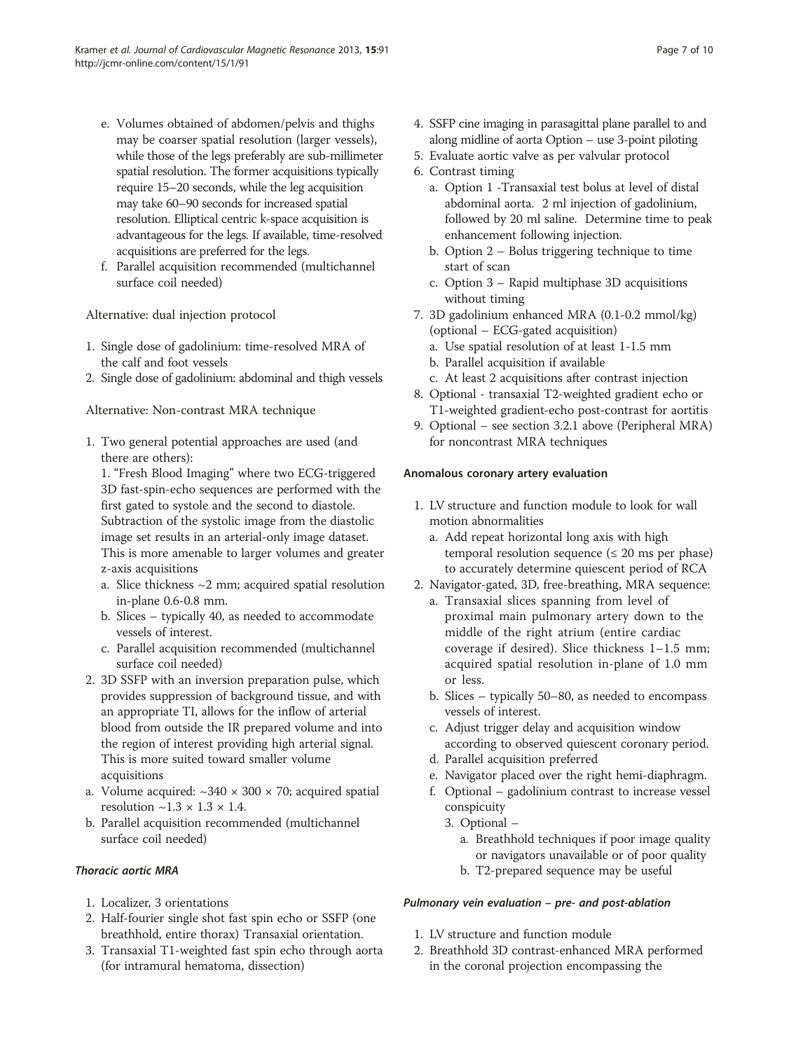e. Volumes obtained of abdomen/pelvis and thighs may be coarser spatial resolution (larger vessels), while those of the legs preferably are sub-millimeter spatial resolution. The former acquisitions typically require 15–20 seconds, while the leg acquisition may take 60–90 seconds for increased spatial resolution. Elliptical centric k-space acquisition is advantageous for the legs. If available, time-resolved acquisitions are preferred for the legs.
f. Parallel acquisition recommended (multichannel surface coil needed)

Alternative: dual injection protocol

1. Single dose of gadolinium: time-resolved MRA of the calf and foot vessels
2. Single dose of gadolinium: abdominal and thigh vessels

Alternative: Non-contrast MRA technique

1. Two general potential approaches are used (and there are others):

   1. "Fresh Blood Imaging" where two ECG-triggered 3D fast-spin-echo sequences are performed with the first gated to systole and the second to diastole. Subtraction of the systolic image from the diastolic image set results in an arterial-only image dataset. This is more amenable to larger volumes and greater z-axis acquisitions
   a. Slice thickness ~2 mm; acquired spatial resolution in-plane 0.6-0.8 mm.
   b. Slices – typically 40, as needed to accommodate vessels of interest.
   c. Parallel acquisition recommended (multichannel surface coil needed)
2. 3D SSFP with an inversion preparation pulse, which provides suppression of background tissue, and with an appropriate TI, allows for the inflow of arterial blood from outside the IR prepared volume and into the region of interest providing high arterial signal. This is more suited toward smaller volume acquisitions

a. Volume acquired: ~340 × 300 × 70; acquired spatial resolution ~1.3 × 1.3 × 1.4.
b. Parallel acquisition recommended (multichannel surface coil needed)

***Thoracic aortic MRA***

1. Localizer, 3 orientations
2. Half-fourier single shot fast spin echo or SSFP (one breathhold, entire thorax) Transaxial orientation.
3. Transaxial T1-weighted fast spin echo through aorta (for intramural hematoma, dissection)
4. SSFP cine imaging in parasagittal plane parallel to and along midline of aorta Option – use 3-point piloting
5. Evaluate aortic valve as per valvular protocol
6. Contrast timing
   a. Option 1 -Transaxial test bolus at level of distal abdominal aorta. 2 ml injection of gadolinium, followed by 20 ml saline. Determine time to peak enhancement following injection.
   b. Option 2 – Bolus triggering technique to time start of scan
   c. Option 3 – Rapid multiphase 3D acquisitions without timing
7. 3D gadolinium enhanced MRA (0.1-0.2 mmol/kg) (optional – ECG-gated acquisition)
   a. Use spatial resolution of at least 1-1.5 mm
   b. Parallel acquisition if available
   c. At least 2 acquisitions after contrast injection
8. Optional - transaxial T2-weighted gradient echo or T1-weighted gradient-echo post-contrast for aortitis
9. Optional – see section 3.2.1 above (Peripheral MRA) for noncontrast MRA techniques

**Anomalous coronary artery evaluation**

1. LV structure and function module to look for wall motion abnormalities
   a. Add repeat horizontal long axis with high temporal resolution sequence (≤ 20 ms per phase) to accurately determine quiescent period of RCA
2. Navigator-gated, 3D, free-breathing, MRA sequence:
   a. Transaxial slices spanning from level of proximal main pulmonary artery down to the middle of the right atrium (entire cardiac coverage if desired). Slice thickness 1–1.5 mm; acquired spatial resolution in-plane of 1.0 mm or less.
   b. Slices – typically 50–80, as needed to encompass vessels of interest.
   c. Adjust trigger delay and acquisition window according to observed quiescent coronary period.
   d. Parallel acquisition preferred
   e. Navigator placed over the right hemi-diaphragm.
   f. Optional – gadolinium contrast to increase vessel conspicuity
      3. Optional –
         a. Breathhold techniques if poor image quality or navigators unavailable or of poor quality
         b. T2-prepared sequence may be useful

***Pulmonary vein evaluation – pre- and post-ablation***

1. LV structure and function module
2. Breathhold 3D contrast-enhanced MRA performed in the coronal projection encompassing the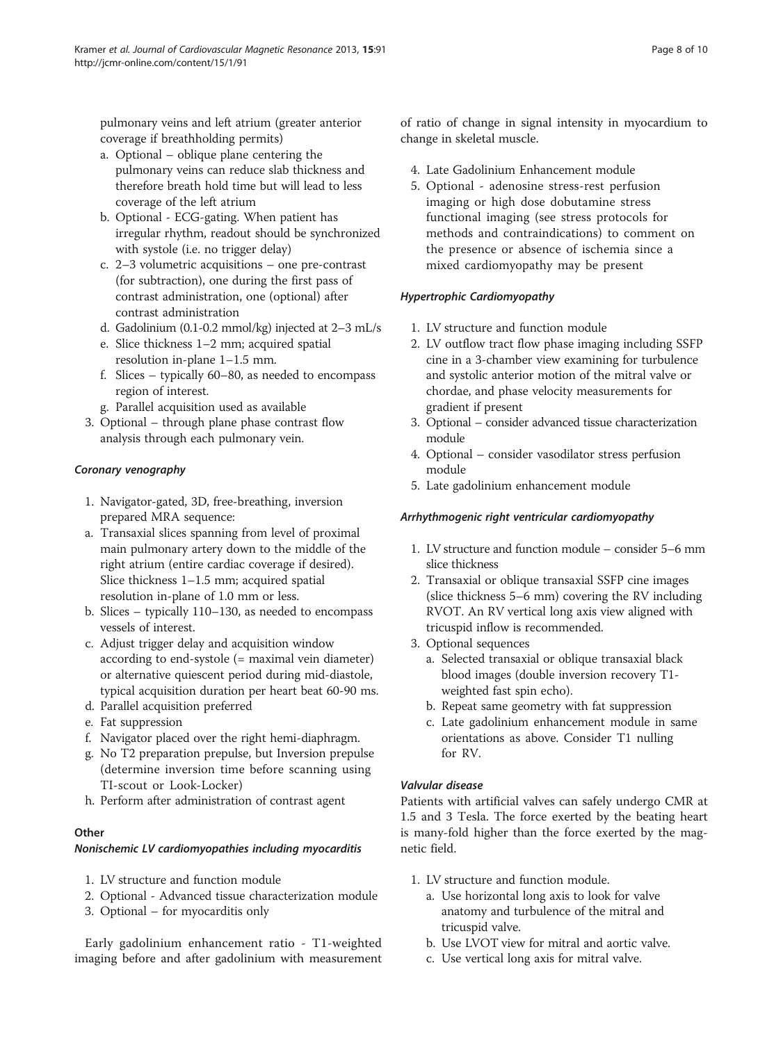pulmonary veins and left atrium (greater anterior coverage if breathholding permits)

   a. Optional – oblique plane centering the pulmonary veins can reduce slab thickness and therefore breath hold time but will lead to less coverage of the left atrium
   b. Optional - ECG-gating. When patient has irregular rhythm, readout should be synchronized with systole (i.e. no trigger delay)
   c. 2–3 volumetric acquisitions – one pre-contrast (for subtraction), one during the first pass of contrast administration, one (optional) after contrast administration
   d. Gadolinium (0.1-0.2 mmol/kg) injected at 2–3 mL/s
   e. Slice thickness 1–2 mm; acquired spatial resolution in-plane 1–1.5 mm.
   f. Slices – typically 60–80, as needed to encompass region of interest.
   g. Parallel acquisition used as available

3. Optional – through plane phase contrast flow analysis through each pulmonary vein.

#### *Coronary venography*

1. Navigator-gated, 3D, free-breathing, inversion prepared MRA sequence:

a. Transaxial slices spanning from level of proximal main pulmonary artery down to the middle of the right atrium (entire cardiac coverage if desired). Slice thickness 1–1.5 mm; acquired spatial resolution in-plane of 1.0 mm or less.
b. Slices – typically 110–130, as needed to encompass vessels of interest.
c. Adjust trigger delay and acquisition window according to end-systole (= maximal vein diameter) or alternative quiescent period during mid-diastole, typical acquisition duration per heart beat 60-90 ms.
d. Parallel acquisition preferred
e. Fat suppression
f. Navigator placed over the right hemi-diaphragm.
g. No T2 preparation prepulse, but Inversion prepulse (determine inversion time before scanning using TI-scout or Look-Locker)
h. Perform after administration of contrast agent

### Other

#### *Nonischemic LV cardiomyopathies including myocarditis*

1. LV structure and function module
2. Optional - Advanced tissue characterization module
3. Optional – for myocarditis only

Early gadolinium enhancement ratio - T1-weighted imaging before and after gadolinium with measurement of ratio of change in signal intensity in myocardium to change in skeletal muscle.

4. Late Gadolinium Enhancement module
5. Optional - adenosine stress-rest perfusion imaging or high dose dobutamine stress functional imaging (see stress protocols for methods and contraindications) to comment on the presence or absence of ischemia since a mixed cardiomyopathy may be present

#### *Hypertrophic Cardiomyopathy*

1. LV structure and function module
2. LV outflow tract flow phase imaging including SSFP cine in a 3-chamber view examining for turbulence and systolic anterior motion of the mitral valve or chordae, and phase velocity measurements for gradient if present
3. Optional – consider advanced tissue characterization module
4. Optional – consider vasodilator stress perfusion module
5. Late gadolinium enhancement module

#### *Arrhythmogenic right ventricular cardiomyopathy*

1. LV structure and function module – consider 5–6 mm slice thickness
2. Transaxial or oblique transaxial SSFP cine images (slice thickness 5–6 mm) covering the RV including RVOT. An RV vertical long axis view aligned with tricuspid inflow is recommended.
3. Optional sequences
   a. Selected transaxial or oblique transaxial black blood images (double inversion recovery T1-weighted fast spin echo).
   b. Repeat same geometry with fat suppression
   c. Late gadolinium enhancement module in same orientations as above. Consider T1 nulling for RV.

#### *Valvular disease*

Patients with artificial valves can safely undergo CMR at 1.5 and 3 Tesla. The force exerted by the beating heart is many-fold higher than the force exerted by the magnetic field.

1. LV structure and function module.
   a. Use horizontal long axis to look for valve anatomy and turbulence of the mitral and tricuspid valve.
   b. Use LVOT view for mitral and aortic valve.
   c. Use vertical long axis for mitral valve.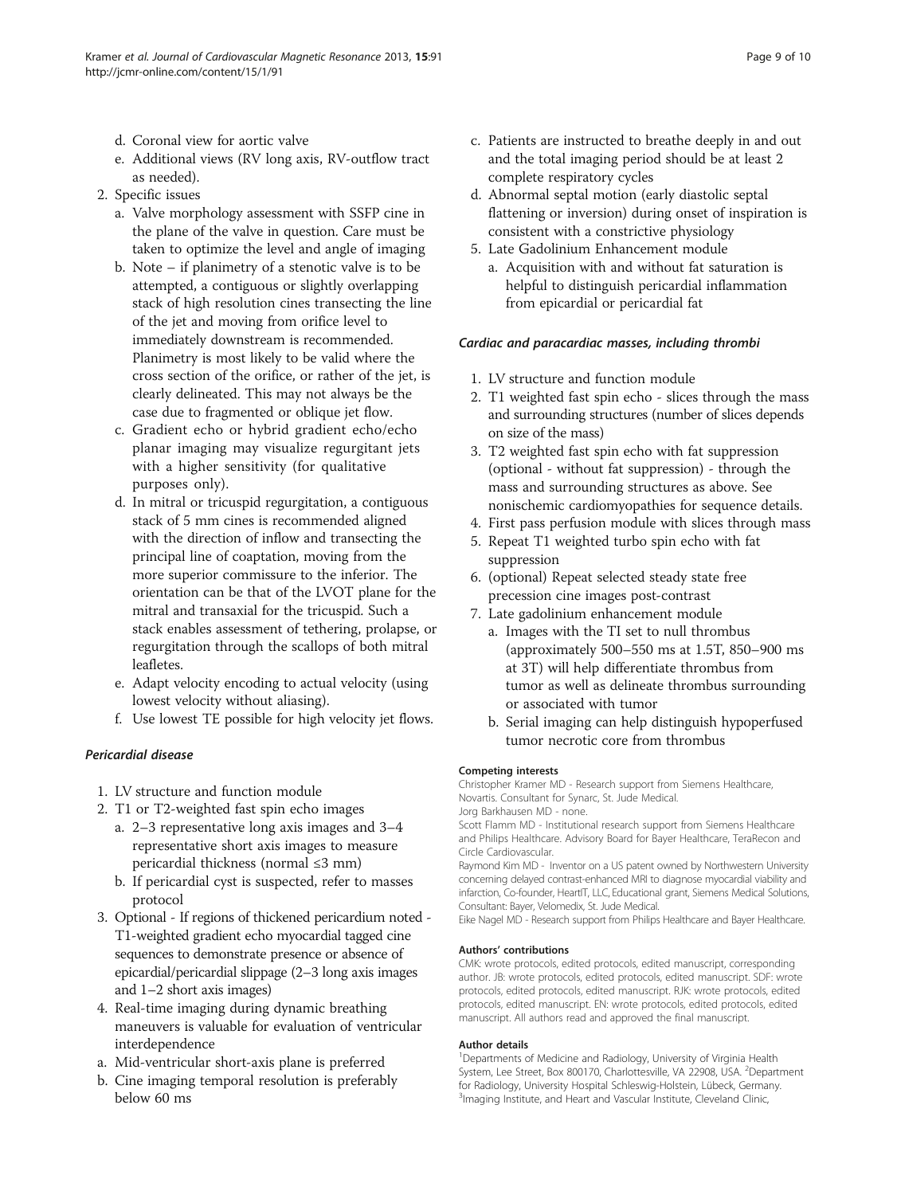d. Coronal view for aortic valve
e. Additional views (RV long axis, RV-outflow tract as needed).

2. Specific issues
   a. Valve morphology assessment with SSFP cine in the plane of the valve in question. Care must be taken to optimize the level and angle of imaging
   b. Note – if planimetry of a stenotic valve is to be attempted, a contiguous or slightly overlapping stack of high resolution cines transecting the line of the jet and moving from orifice level to immediately downstream is recommended. Planimetry is most likely to be valid where the cross section of the orifice, or rather of the jet, is clearly delineated. This may not always be the case due to fragmented or oblique jet flow.
   c. Gradient echo or hybrid gradient echo/echo planar imaging may visualize regurgitant jets with a higher sensitivity (for qualitative purposes only).
   d. In mitral or tricuspid regurgitation, a contiguous stack of 5 mm cines is recommended aligned with the direction of inflow and transecting the principal line of coaptation, moving from the more superior commissure to the inferior. The orientation can be that of the LVOT plane for the mitral and transaxial for the tricuspid. Such a stack enables assessment of tethering, prolapse, or regurgitation through the scallops of both mitral leafletes.
   e. Adapt velocity encoding to actual velocity (using lowest velocity without aliasing).
   f. Use lowest TE possible for high velocity jet flows.

### *Pericardial disease*

1. LV structure and function module
2. T1 or T2-weighted fast spin echo images
   a. 2–3 representative long axis images and 3–4 representative short axis images to measure pericardial thickness (normal ≤3 mm)
   b. If pericardial cyst is suspected, refer to masses protocol
3. Optional - If regions of thickened pericardium noted - T1-weighted gradient echo myocardial tagged cine sequences to demonstrate presence or absence of epicardial/pericardial slippage (2–3 long axis images and 1–2 short axis images)
4. Real-time imaging during dynamic breathing maneuvers is valuable for evaluation of ventricular interdependence
   a. Mid-ventricular short-axis plane is preferred
   b. Cine imaging temporal resolution is preferably below 60 ms
   c. Patients are instructed to breathe deeply in and out and the total imaging period should be at least 2 complete respiratory cycles
   d. Abnormal septal motion (early diastolic septal flattening or inversion) during onset of inspiration is consistent with a constrictive physiology
5. Late Gadolinium Enhancement module
   a. Acquisition with and without fat saturation is helpful to distinguish pericardial inflammation from epicardial or pericardial fat

### *Cardiac and paracardiac masses, including thrombi*

1. LV structure and function module
2. T1 weighted fast spin echo - slices through the mass and surrounding structures (number of slices depends on size of the mass)
3. T2 weighted fast spin echo with fat suppression (optional - without fat suppression) - through the mass and surrounding structures as above. See nonischemic cardiomyopathies for sequence details.
4. First pass perfusion module with slices through mass
5. Repeat T1 weighted turbo spin echo with fat suppression
6. (optional) Repeat selected steady state free precession cine images post-contrast
7. Late gadolinium enhancement module
   a. Images with the TI set to null thrombus (approximately 500–550 ms at 1.5T, 850–900 ms at 3T) will help differentiate thrombus from tumor as well as delineate thrombus surrounding or associated with tumor
   b. Serial imaging can help distinguish hypoperfused tumor necrotic core from thrombus

#### Competing interests

Christopher Kramer MD - Research support from Siemens Healthcare, Novartis. Consultant for Synarc, St. Jude Medical.
Jorg Barkhausen MD - none.
Scott Flamm MD - Institutional research support from Siemens Healthcare and Philips Healthcare. Advisory Board for Bayer Healthcare, TeraRecon and Circle Cardiovascular.
Raymond Kim MD - Inventor on a US patent owned by Northwestern University concerning delayed contrast-enhanced MRI to diagnose myocardial viability and infarction, Co-founder, HeartIT, LLC, Educational grant, Siemens Medical Solutions, Consultant: Bayer, Velomedix, St. Jude Medical.
Eike Nagel MD - Research support from Philips Healthcare and Bayer Healthcare.

#### Authors' contributions

CMK: wrote protocols, edited protocols, edited manuscript, corresponding author. JB: wrote protocols, edited protocols, edited manuscript. SDF: wrote protocols, edited protocols, edited manuscript. RJK: wrote protocols, edited protocols, edited manuscript. EN: wrote protocols, edited protocols, edited manuscript. All authors read and approved the final manuscript.

#### Author details

[1]Departments of Medicine and Radiology, University of Virginia Health System, Lee Street, Box 800170, Charlottesville, VA 22908, USA. [2]Department for Radiology, University Hospital Schleswig-Holstein, Lübeck, Germany. [3]Imaging Institute, and Heart and Vascular Institute, Cleveland Clinic,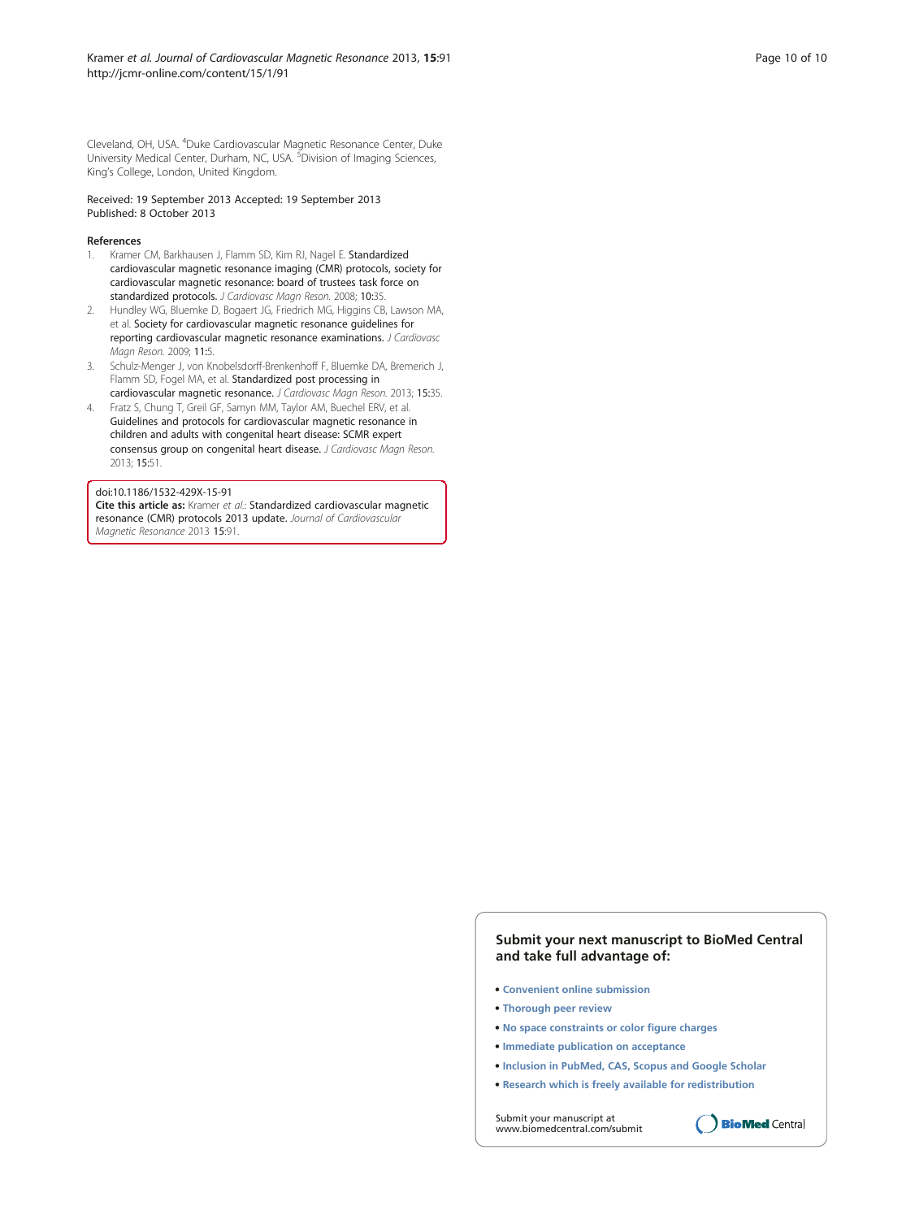Cleveland, OH, USA. [4]Duke Cardiovascular Magnetic Resonance Center, Duke University Medical Center, Durham, NC, USA. [5]Division of Imaging Sciences, King's College, London, United Kingdom.

Received: 19 September 2013 Accepted: 19 September 2013
Published: 8 October 2013

#### References

1. Kramer CM, Barkhausen J, Flamm SD, Kim RJ, Nagel E. **Standardized cardiovascular magnetic resonance imaging (CMR) protocols, society for cardiovascular magnetic resonance: board of trustees task force on standardized protocols.** *J Cardiovasc Magn Reson.* 2008; **10**:35.
2. Hundley WG, Bluemke D, Bogaert JG, Friedrich MG, Higgins CB, Lawson MA, et al. **Society for cardiovascular magnetic resonance guidelines for reporting cardiovascular magnetic resonance examinations.** *J Cardiovasc Magn Reson.* 2009; **11**:5.
3. Schulz-Menger J, von Knobelsdorff-Brenkenhoff F, Bluemke DA, Bremerich J, Flamm SD, Fogel MA, et al. **Standardized post processing in cardiovascular magnetic resonance.** *J Cardiovasc Magn Reson.* 2013; **15**:35.
4. Fratz S, Chung T, Greil GF, Samyn MM, Taylor AM, Buechel ERV, et al. **Guidelines and protocols for cardiovascular magnetic resonance in children and adults with congenital heart disease: SCMR expert consensus group on congenital heart disease.** *J Cardiovasc Magn Reson.* 2013; **15**:51.

doi:10.1186/1532-429X-15-91
**Cite this article as:** Kramer *et al.*: **Standardized cardiovascular magnetic resonance (CMR) protocols 2013 update.** *Journal of Cardiovascular Magnetic Resonance* 2013 **15**:91.

**Submit your next manuscript to BioMed Central and take full advantage of:**

- **Convenient online submission**
- **Thorough peer review**
- **No space constraints or color figure charges**
- **Immediate publication on acceptance**
- **Inclusion in PubMed, CAS, Scopus and Google Scholar**
- **Research which is freely available for redistribution**

Submit your manuscript at
www.biomedcentral.com/submit